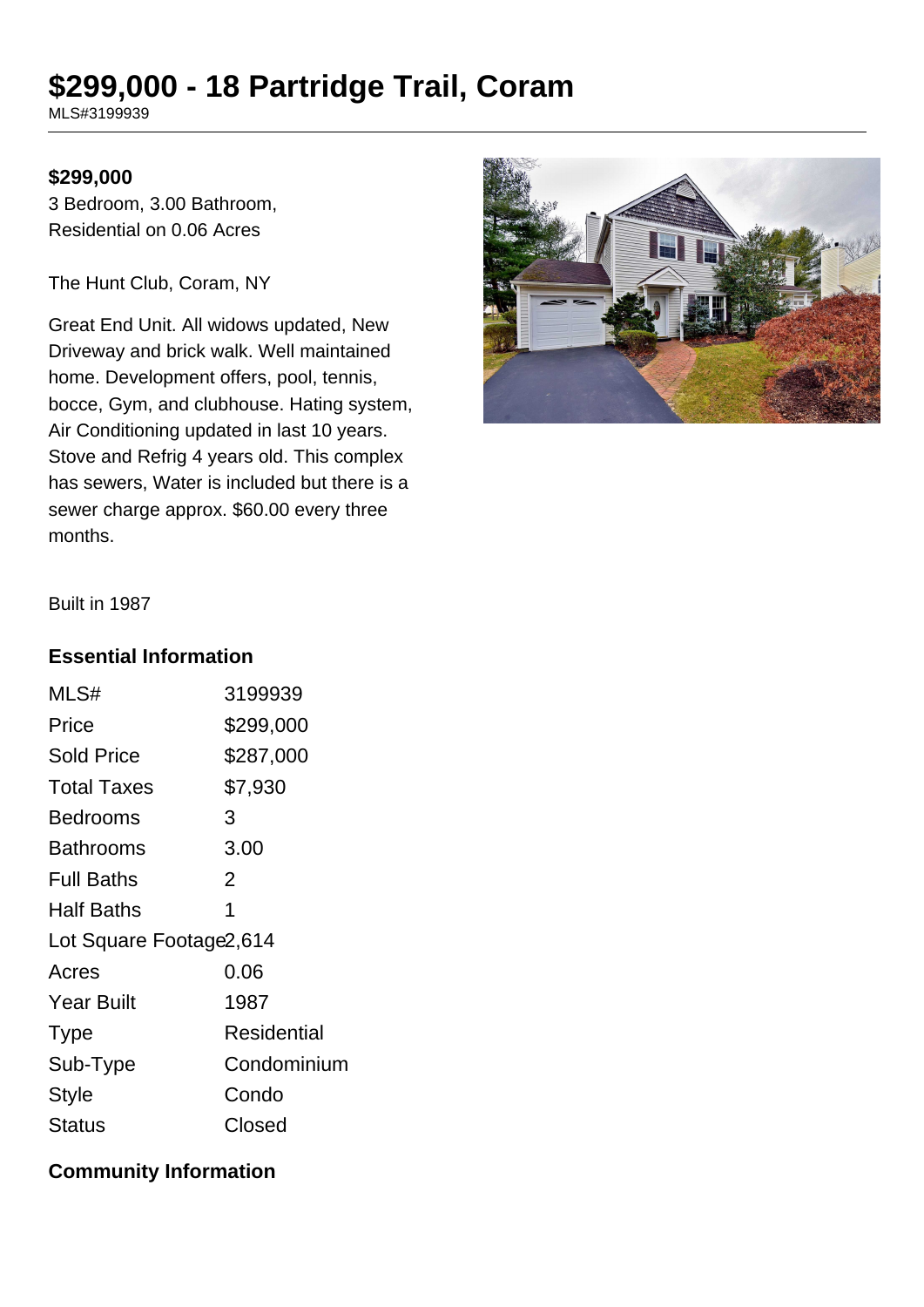# $299,000 - 18 Partridge Trail, Coram

MLS#3199939

**$299,000**

3 Bedroom, 3.00 Bathroom,
Residential on 0.06 Acres

The Hunt Club, Coram, NY

Great End Unit. All widows updated, New Driveway and brick walk. Well maintained home. Development offers, pool, tennis, bocce, Gym, and clubhouse. Hating system, Air Conditioning updated in last 10 years. Stove and Refrig 4 years old. This complex has sewers, Water is included but there is a sewer charge approx. $60.00 every three months.

Built in 1987

## Essential Information

| | |
|---|---|
| MLS# | 3199939 |
| Price | $299,000 |
| Sold Price | $287,000 |
| Total Taxes | $7,930 |
| Bedrooms | 3 |
| Bathrooms | 3.00 |
| Full Baths | 2 |
| Half Baths | 1 |
| Lot Square Footage | 2,614 |
| Acres | 0.06 |
| Year Built | 1987 |
| Type | Residential |
| Sub-Type | Condominium |
| Style | Condo |
| Status | Closed |

## Community Information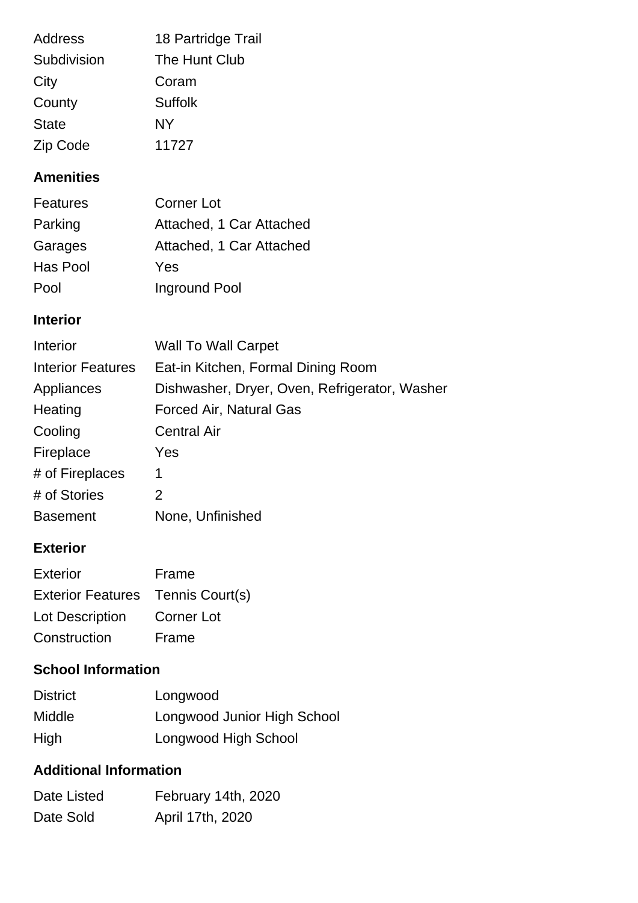| | |
|---|---|
| Address | 18 Partridge Trail |
| Subdivision | The Hunt Club |
| City | Coram |
| County | Suffolk |
| State | NY |
| Zip Code | 11727 |

## Amenities

| | |
|---|---|
| Features | Corner Lot |
| Parking | Attached, 1 Car Attached |
| Garages | Attached, 1 Car Attached |
| Has Pool | Yes |
| Pool | Inground Pool |

## Interior

| | |
|---|---|
| Interior | Wall To Wall Carpet |
| Interior Features | Eat-in Kitchen, Formal Dining Room |
| Appliances | Dishwasher, Dryer, Oven, Refrigerator, Washer |
| Heating | Forced Air, Natural Gas |
| Cooling | Central Air |
| Fireplace | Yes |
| # of Fireplaces | 1 |
| # of Stories | 2 |
| Basement | None, Unfinished |

## Exterior

| | |
|---|---|
| Exterior | Frame |
| Exterior Features | Tennis Court(s) |
| Lot Description | Corner Lot |
| Construction | Frame |

## School Information

| | |
|---|---|
| District | Longwood |
| Middle | Longwood Junior High School |
| High | Longwood High School |

## Additional Information

| | |
|---|---|
| Date Listed | February 14th, 2020 |
| Date Sold | April 17th, 2020 |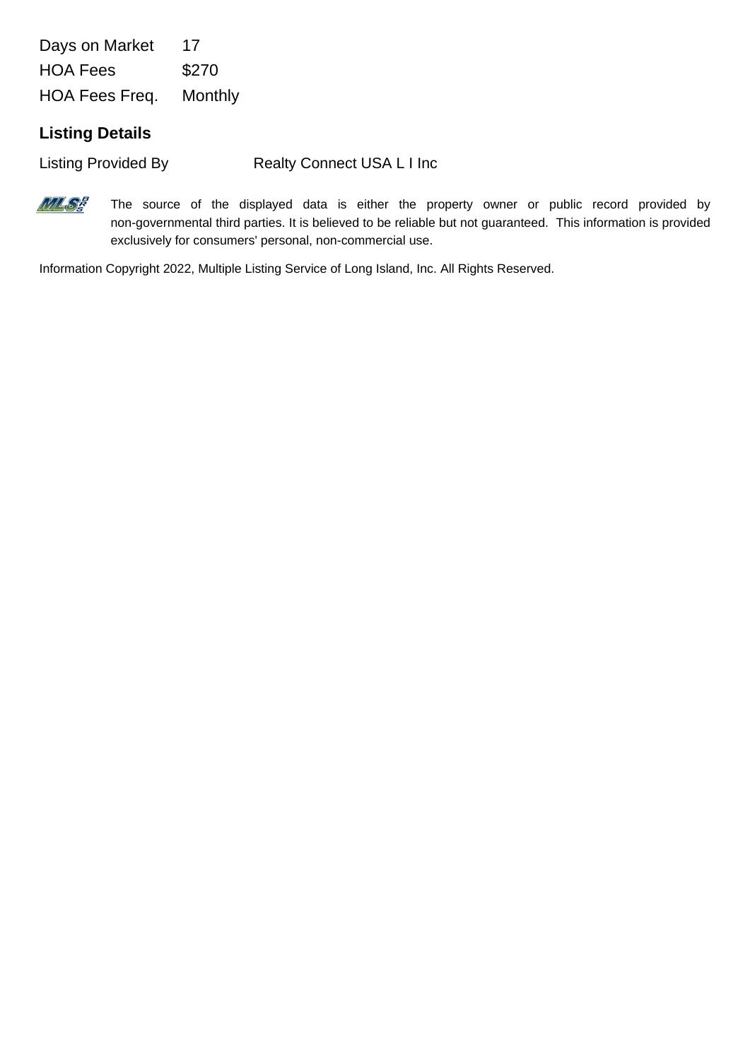| | |
|---|---|
| Days on Market | 17 |
| HOA Fees | $270 |
| HOA Fees Freq. | Monthly |

## Listing Details

| | |
|---|---|
| Listing Provided By | Realty Connect USA L I Inc |

The source of the displayed data is either the property owner or public record provided by non-governmental third parties. It is believed to be reliable but not guaranteed. This information is provided exclusively for consumers' personal, non-commercial use.

Information Copyright 2022, Multiple Listing Service of Long Island, Inc. All Rights Reserved.